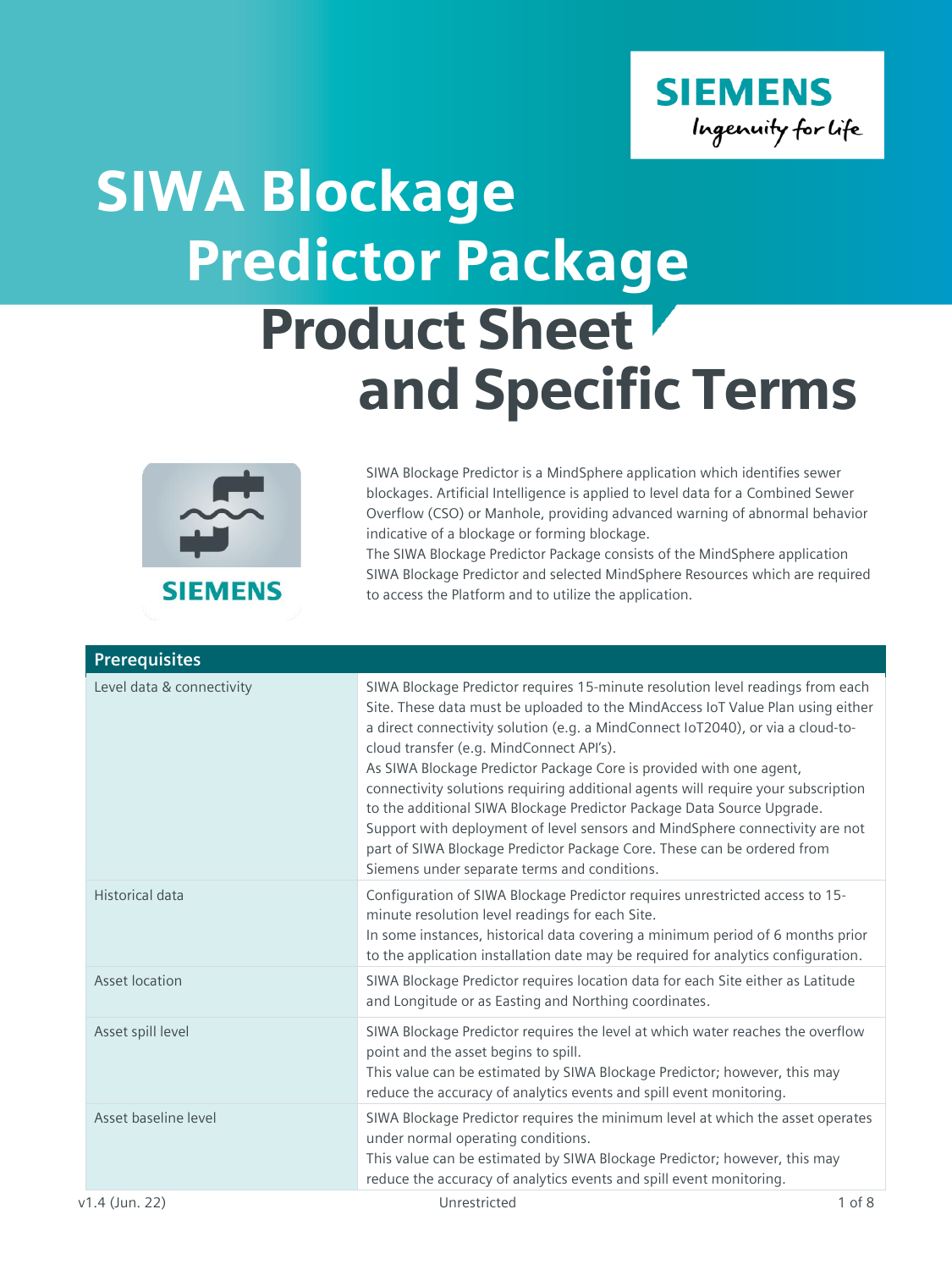# SIWA Blockage Predictor Package

## Product Sheet and Specific Terms

SIWA Blockage Predictor is a MindSphere application which identifies sewer blockages. Artificial Intelligence is applied to level data for a Combined Sewer Overflow (CSO) or Manhole, providing advanced warning of abnormal behavior indicative of a blockage or forming blockage.
The SIWA Blockage Predictor Package consists of the MindSphere application SIWA Blockage Predictor and selected MindSphere Resources which are required to access the Platform and to utilize the application.

| Prerequisites | |
|---|---|
| Level data & connectivity | SIWA Blockage Predictor requires 15-minute resolution level readings from each Site. These data must be uploaded to the MindAccess IoT Value Plan using either a direct connectivity solution (e.g. a MindConnect IoT2040), or via a cloud-to-cloud transfer (e.g. MindConnect API's).<br>As SIWA Blockage Predictor Package Core is provided with one agent, connectivity solutions requiring additional agents will require your subscription to the additional SIWA Blockage Predictor Package Data Source Upgrade.<br>Support with deployment of level sensors and MindSphere connectivity are not part of SIWA Blockage Predictor Package Core. These can be ordered from Siemens under separate terms and conditions. |
| Historical data | Configuration of SIWA Blockage Predictor requires unrestricted access to 15-minute resolution level readings for each Site.<br>In some instances, historical data covering a minimum period of 6 months prior to the application installation date may be required for analytics configuration. |
| Asset location | SIWA Blockage Predictor requires location data for each Site either as Latitude and Longitude or as Easting and Northing coordinates. |
| Asset spill level | SIWA Blockage Predictor requires the level at which water reaches the overflow point and the asset begins to spill.<br>This value can be estimated by SIWA Blockage Predictor; however, this may reduce the accuracy of analytics events and spill event monitoring. |
| Asset baseline level | SIWA Blockage Predictor requires the minimum level at which the asset operates under normal operating conditions.<br>This value can be estimated by SIWA Blockage Predictor; however, this may reduce the accuracy of analytics events and spill event monitoring. |

v1.4 (Jun. 22) Unrestricted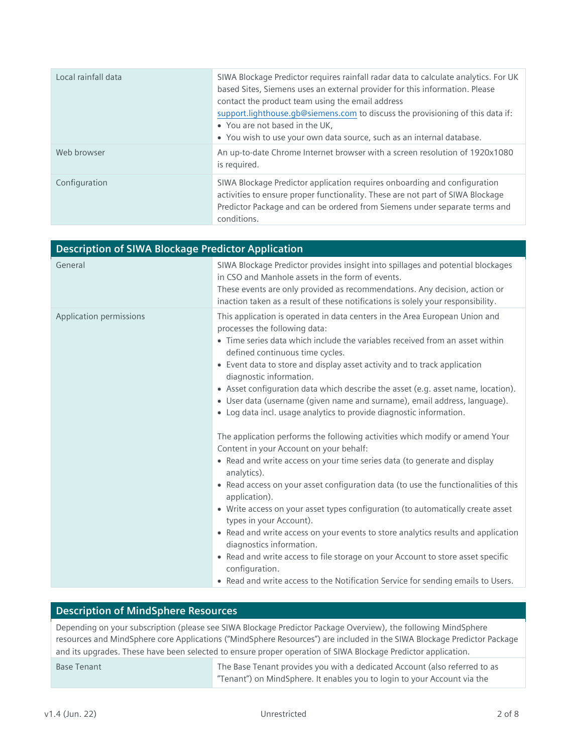| | |
|---|---|
| Local rainfall data | SIWA Blockage Predictor requires rainfall radar data to calculate analytics. For UK based Sites, Siemens uses an external provider for this information. Please contact the product team using the email address support.lighthouse.gb@siemens.com to discuss the provisioning of this data if:<br>• You are not based in the UK,<br>• You wish to use your own data source, such as an internal database. |
| Web browser | An up-to-date Chrome Internet browser with a screen resolution of 1920x1080 is required. |
| Configuration | SIWA Blockage Predictor application requires onboarding and configuration activities to ensure proper functionality. These are not part of SIWA Blockage Predictor Package and can be ordered from Siemens under separate terms and conditions. |

## Description of SIWA Blockage Predictor Application

| | |
|---|---|
| General | SIWA Blockage Predictor provides insight into spillages and potential blockages in CSO and Manhole assets in the form of events.<br>These events are only provided as recommendations. Any decision, action or inaction taken as a result of these notifications is solely your responsibility. |
| Application permissions | This application is operated in data centers in the Area European Union and processes the following data:<br>• Time series data which include the variables received from an asset within defined continuous time cycles.<br>• Event data to store and display asset activity and to track application diagnostic information.<br>• Asset configuration data which describe the asset (e.g. asset name, location).<br>• User data (username (given name and surname), email address, language).<br>• Log data incl. usage analytics to provide diagnostic information.<br><br>The application performs the following activities which modify or amend Your Content in your Account on your behalf:<br>• Read and write access on your time series data (to generate and display analytics).<br>• Read access on your asset configuration data (to use the functionalities of this application).<br>• Write access on your asset types configuration (to automatically create asset types in your Account).<br>• Read and write access on your events to store analytics results and application diagnostics information.<br>• Read and write access to file storage on your Account to store asset specific configuration.<br>• Read and write access to the Notification Service for sending emails to Users. |

## Description of MindSphere Resources

Depending on your subscription (please see SIWA Blockage Predictor Package Overview), the following MindSphere resources and MindSphere core Applications ("MindSphere Resources") are included in the SIWA Blockage Predictor Package and its upgrades. These have been selected to ensure proper operation of SIWA Blockage Predictor application.

| | |
|---|---|
| Base Tenant | The Base Tenant provides you with a dedicated Account (also referred to as "Tenant") on MindSphere. It enables you to login to your Account via the |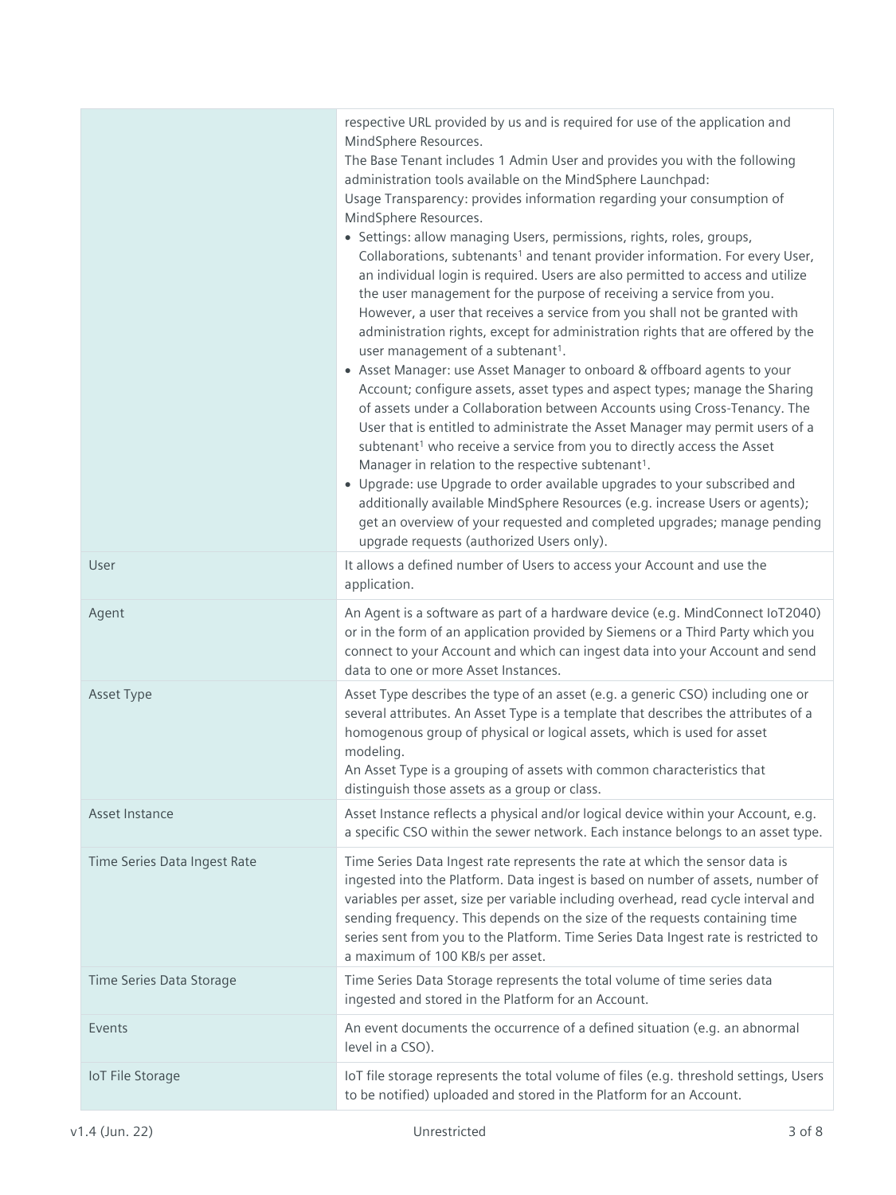| | |
|---|---|
| | respective URL provided by us and is required for use of the application and MindSphere Resources.<br>The Base Tenant includes 1 Admin User and provides you with the following administration tools available on the MindSphere Launchpad:<br>Usage Transparency: provides information regarding your consumption of MindSphere Resources.<br>• Settings: allow managing Users, permissions, rights, roles, groups, Collaborations, subtenants[1] and tenant provider information. For every User, an individual login is required. Users are also permitted to access and utilize the user management for the purpose of receiving a service from you. However, a user that receives a service from you shall not be granted with administration rights, except for administration rights that are offered by the user management of a subtenant[1].<br>• Asset Manager: use Asset Manager to onboard & offboard agents to your Account; configure assets, asset types and aspect types; manage the Sharing of assets under a Collaboration between Accounts using Cross-Tenancy. The User that is entitled to administrate the Asset Manager may permit users of a subtenant[1] who receive a service from you to directly access the Asset Manager in relation to the respective subtenant[1].<br>• Upgrade: use Upgrade to order available upgrades to your subscribed and additionally available MindSphere Resources (e.g. increase Users or agents); get an overview of your requested and completed upgrades; manage pending upgrade requests (authorized Users only). |
| User | It allows a defined number of Users to access your Account and use the application. |
| Agent | An Agent is a software as part of a hardware device (e.g. MindConnect IoT2040) or in the form of an application provided by Siemens or a Third Party which you connect to your Account and which can ingest data into your Account and send data to one or more Asset Instances. |
| Asset Type | Asset Type describes the type of an asset (e.g. a generic CSO) including one or several attributes. An Asset Type is a template that describes the attributes of a homogenous group of physical or logical assets, which is used for asset modeling.<br>An Asset Type is a grouping of assets with common characteristics that distinguish those assets as a group or class. |
| Asset Instance | Asset Instance reflects a physical and/or logical device within your Account, e.g. a specific CSO within the sewer network. Each instance belongs to an asset type. |
| Time Series Data Ingest Rate | Time Series Data Ingest rate represents the rate at which the sensor data is ingested into the Platform. Data ingest is based on number of assets, number of variables per asset, size per variable including overhead, read cycle interval and sending frequency. This depends on the size of the requests containing time series sent from you to the Platform. Time Series Data Ingest rate is restricted to a maximum of 100 KB/s per asset. |
| Time Series Data Storage | Time Series Data Storage represents the total volume of time series data ingested and stored in the Platform for an Account. |
| Events | An event documents the occurrence of a defined situation (e.g. an abnormal level in a CSO). |
| IoT File Storage | IoT file storage represents the total volume of files (e.g. threshold settings, Users to be notified) uploaded and stored in the Platform for an Account. |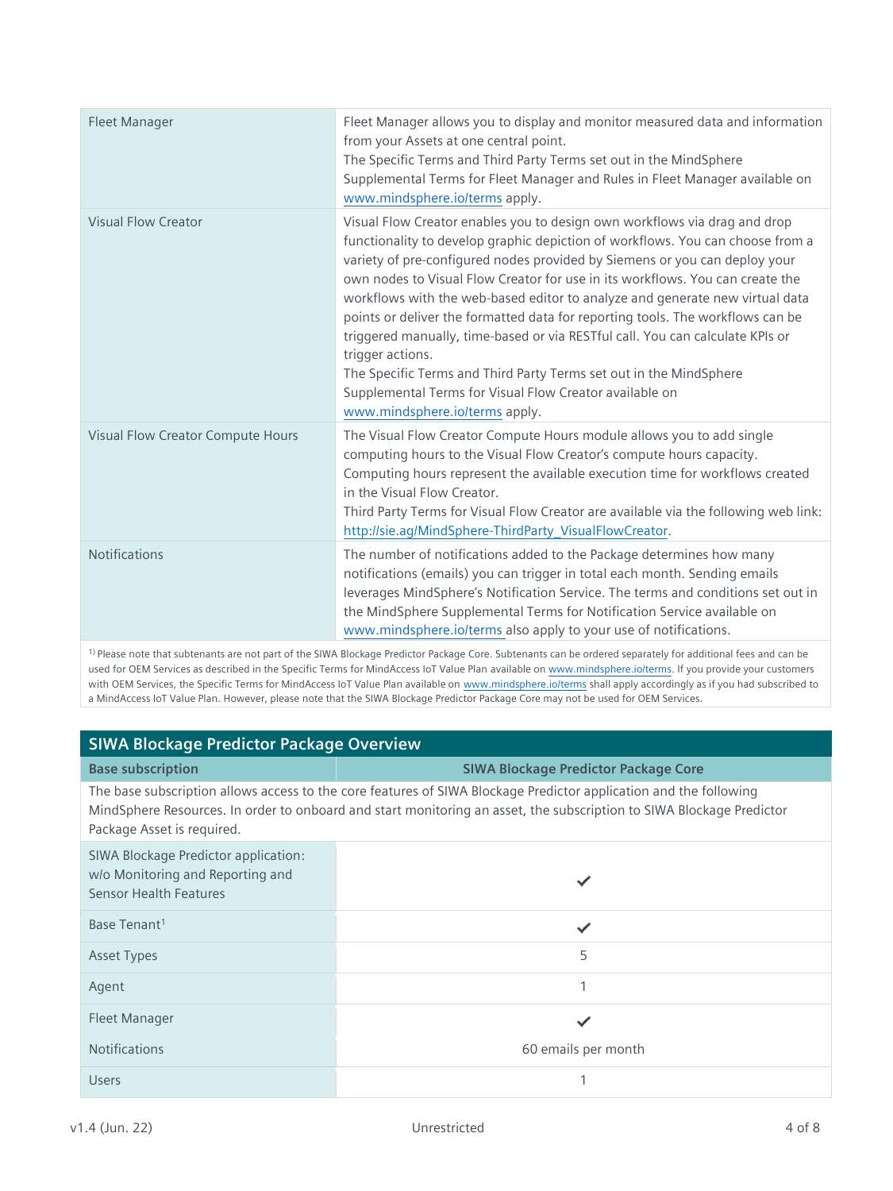| | |
|---|---|
| Fleet Manager | Fleet Manager allows you to display and monitor measured data and information from your Assets at one central point.<br>The Specific Terms and Third Party Terms set out in the MindSphere Supplemental Terms for Fleet Manager and Rules in Fleet Manager available on www.mindsphere.io/terms apply. |
| Visual Flow Creator | Visual Flow Creator enables you to design own workflows via drag and drop functionality to develop graphic depiction of workflows. You can choose from a variety of pre-configured nodes provided by Siemens or you can deploy your own nodes to Visual Flow Creator for use in its workflows. You can create the workflows with the web-based editor to analyze and generate new virtual data points or deliver the formatted data for reporting tools. The workflows can be triggered manually, time-based or via RESTful call. You can calculate KPIs or trigger actions.<br>The Specific Terms and Third Party Terms set out in the MindSphere Supplemental Terms for Visual Flow Creator available on www.mindsphere.io/terms apply. |
| Visual Flow Creator Compute Hours | The Visual Flow Creator Compute Hours module allows you to add single computing hours to the Visual Flow Creator's compute hours capacity. Computing hours represent the available execution time for workflows created in the Visual Flow Creator.<br>Third Party Terms for Visual Flow Creator are available via the following web link: http://sie.ag/MindSphere-ThirdParty_VisualFlowCreator. |
| Notifications | The number of notifications added to the Package determines how many notifications (emails) you can trigger in total each month. Sending emails leverages MindSphere's Notification Service. The terms and conditions set out in the MindSphere Supplemental Terms for Notification Service available on www.mindsphere.io/terms also apply to your use of notifications. |

[1] Please note that subtenants are not part of the SIWA Blockage Predictor Package Core. Subtenants can be ordered separately for additional fees and can be used for OEM Services as described in the Specific Terms for MindAccess IoT Value Plan available on www.mindsphere.io/terms. If you provide your customers with OEM Services, the Specific Terms for MindAccess IoT Value Plan available on www.mindsphere.io/terms shall apply accordingly as if you had subscribed to a MindAccess IoT Value Plan. However, please note that the SIWA Blockage Predictor Package Core may not be used for OEM Services.

## SIWA Blockage Predictor Package Overview

| Base subscription | SIWA Blockage Predictor Package Core |
|---|---|
| The base subscription allows access to the core features of SIWA Blockage Predictor application and the following MindSphere Resources. In order to onboard and start monitoring an asset, the subscription to SIWA Blockage Predictor Package Asset is required. | |
| SIWA Blockage Predictor application: w/o Monitoring and Reporting and Sensor Health Features | ✓ |
| Base Tenant[1] | ✓ |
| Asset Types | 5 |
| Agent | 1 |
| Fleet Manager | ✓ |
| Notifications | 60 emails per month |
| Users | 1 |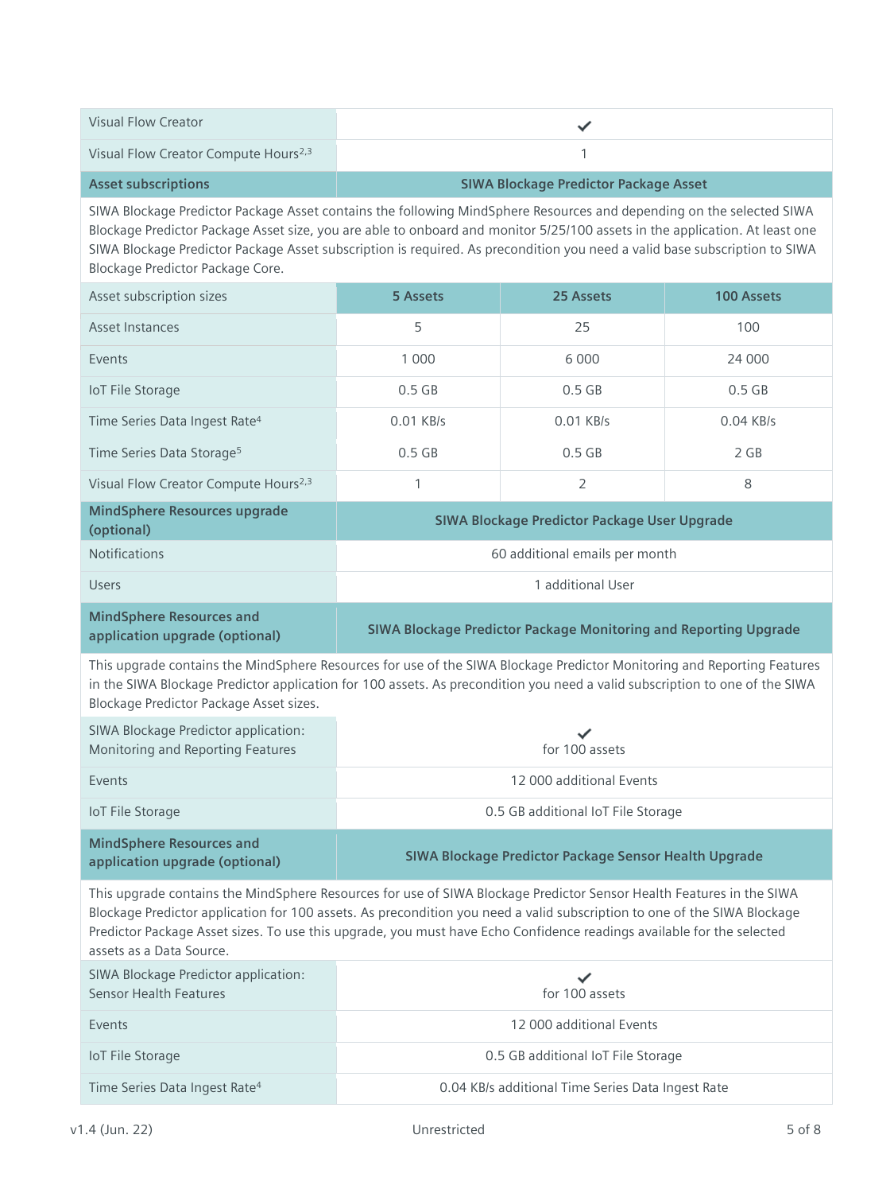| | | | |
|---|---|---|---|
| Visual Flow Creator | ✔ | | |
| Visual Flow Creator Compute Hours[2,3] | 1 | | |
| **Asset subscriptions** | **SIWA Blockage Predictor Package Asset** | | |
| SIWA Blockage Predictor Package Asset contains the following MindSphere Resources and depending on the selected SIWA Blockage Predictor Package Asset size, you are able to onboard and monitor 5/25/100 assets in the application. At least one SIWA Blockage Predictor Package Asset subscription is required. As precondition you need a valid base subscription to SIWA Blockage Predictor Package Core. | | | |
| Asset subscription sizes | **5 Assets** | **25 Assets** | **100 Assets** |
| Asset Instances | 5 | 25 | 100 |
| Events | 1 000 | 6 000 | 24 000 |
| IoT File Storage | 0.5 GB | 0.5 GB | 0.5 GB |
| Time Series Data Ingest Rate[4] | 0.01 KB/s | 0.01 KB/s | 0.04 KB/s |
| Time Series Data Storage[5] | 0.5 GB | 0.5 GB | 2 GB |
| Visual Flow Creator Compute Hours[2,3] | 1 | 2 | 8 |
| **MindSphere Resources upgrade (optional)** | **SIWA Blockage Predictor Package User Upgrade** | | |
| Notifications | 60 additional emails per month | | |
| Users | 1 additional User | | |
| **MindSphere Resources and application upgrade (optional)** | **SIWA Blockage Predictor Package Monitoring and Reporting Upgrade** | | |
| This upgrade contains the MindSphere Resources for use of the SIWA Blockage Predictor Monitoring and Reporting Features in the SIWA Blockage Predictor application for 100 assets. As precondition you need a valid subscription to one of the SIWA Blockage Predictor Package Asset sizes. | | | |
| SIWA Blockage Predictor application: Monitoring and Reporting Features | ✔ for 100 assets | | |
| Events | 12 000 additional Events | | |
| IoT File Storage | 0.5 GB additional IoT File Storage | | |
| **MindSphere Resources and application upgrade (optional)** | **SIWA Blockage Predictor Package Sensor Health Upgrade** | | |
| This upgrade contains the MindSphere Resources for use of SIWA Blockage Predictor Sensor Health Features in the SIWA Blockage Predictor application for 100 assets. As precondition you need a valid subscription to one of the SIWA Blockage Predictor Package Asset sizes. To use this upgrade, you must have Echo Confidence readings available for the selected assets as a Data Source. | | | |
| SIWA Blockage Predictor application: Sensor Health Features | ✔ for 100 assets | | |
| Events | 12 000 additional Events | | |
| IoT File Storage | 0.5 GB additional IoT File Storage | | |
| Time Series Data Ingest Rate[4] | 0.04 KB/s additional Time Series Data Ingest Rate | | |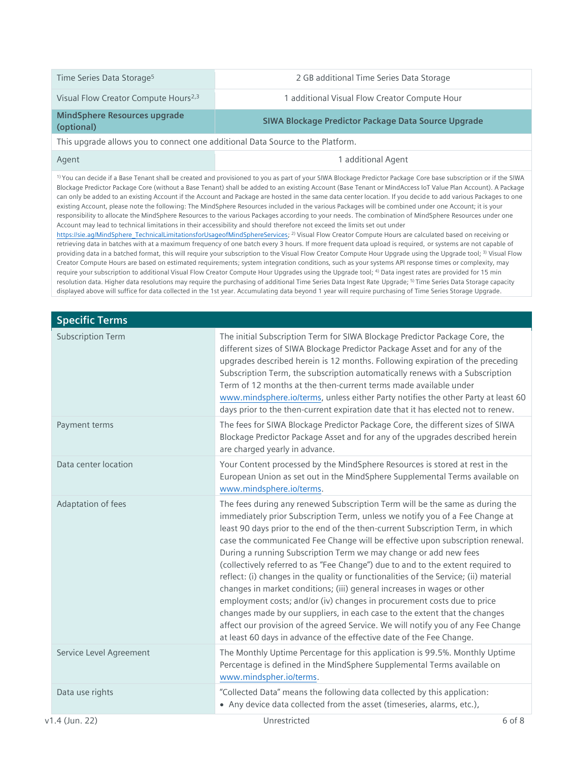| | |
|---|---|
| Time Series Data Storage[5] | 2 GB additional Time Series Data Storage |
| Visual Flow Creator Compute Hours[2,3] | 1 additional Visual Flow Creator Compute Hour |
| **MindSphere Resources upgrade (optional)** | **SIWA Blockage Predictor Package Data Source Upgrade** |
| This upgrade allows you to connect one additional Data Source to the Platform. | |
| Agent | 1 additional Agent |

[1)] You can decide if a Base Tenant shall be created and provisioned to you as part of your SIWA Blockage Predictor Package Core base subscription or if the SIWA Blockage Predictor Package Core (without a Base Tenant) shall be added to an existing Account (Base Tenant or MindAccess IoT Value Plan Account). A Package can only be added to an existing Account if the Account and Package are hosted in the same data center location. If you decide to add various Packages to one existing Account, please note the following: The MindSphere Resources included in the various Packages will be combined under one Account; it is your responsibility to allocate the MindSphere Resources to the various Packages according to your needs. The combination of MindSphere Resources under one Account may lead to technical limitations in their accessibility and should therefore not exceed the limits set out under https://sie.ag/MindSphere_TechnicalLimitationsforUsageofMindSphereServices; [2)] Visual Flow Creator Compute Hours are calculated based on receiving or retrieving data in batches with at a maximum frequency of one batch every 3 hours. If more frequent data upload is required, or systems are not capable of providing data in a batched format, this will require your subscription to the Visual Flow Creator Compute Hour Upgrade using the Upgrade tool; [3)] Visual Flow Creator Compute Hours are based on estimated requirements; system integration conditions, such as your systems API response times or complexity, may require your subscription to additional Visual Flow Creator Compute Hour Upgrades using the Upgrade tool; [4)] Data ingest rates are provided for 15 min resolution data. Higher data resolutions may require the purchasing of additional Time Series Data Ingest Rate Upgrade; [5)] Time Series Data Storage capacity displayed above will suffice for data collected in the 1st year. Accumulating data beyond 1 year will require purchasing of Time Series Storage Upgrade.

## Specific Terms

| | |
|---|---|
| Subscription Term | The initial Subscription Term for SIWA Blockage Predictor Package Core, the different sizes of SIWA Blockage Predictor Package Asset and for any of the upgrades described herein is 12 months. Following expiration of the preceding Subscription Term, the subscription automatically renews with a Subscription Term of 12 months at the then-current terms made available under www.mindsphere.io/terms, unless either Party notifies the other Party at least 60 days prior to the then-current expiration date that it has elected not to renew. |
| Payment terms | The fees for SIWA Blockage Predictor Package Core, the different sizes of SIWA Blockage Predictor Package Asset and for any of the upgrades described herein are charged yearly in advance. |
| Data center location | Your Content processed by the MindSphere Resources is stored at rest in the European Union as set out in the MindSphere Supplemental Terms available on www.mindsphere.io/terms. |
| Adaptation of fees | The fees during any renewed Subscription Term will be the same as during the immediately prior Subscription Term, unless we notify you of a Fee Change at least 90 days prior to the end of the then-current Subscription Term, in which case the communicated Fee Change will be effective upon subscription renewal. During a running Subscription Term we may change or add new fees (collectively referred to as "Fee Change") due to and to the extent required to reflect: (i) changes in the quality or functionalities of the Service; (ii) material changes in market conditions; (iii) general increases in wages or other employment costs; and/or (iv) changes in procurement costs due to price changes made by our suppliers, in each case to the extent that the changes affect our provision of the agreed Service. We will notify you of any Fee Change at least 60 days in advance of the effective date of the Fee Change. |
| Service Level Agreement | The Monthly Uptime Percentage for this application is 99.5%. Monthly Uptime Percentage is defined in the MindSphere Supplemental Terms available on www.mindspher.io/terms. |
| Data use rights | "Collected Data" means the following data collected by this application:<br>• Any device data collected from the asset (timeseries, alarms, etc.), |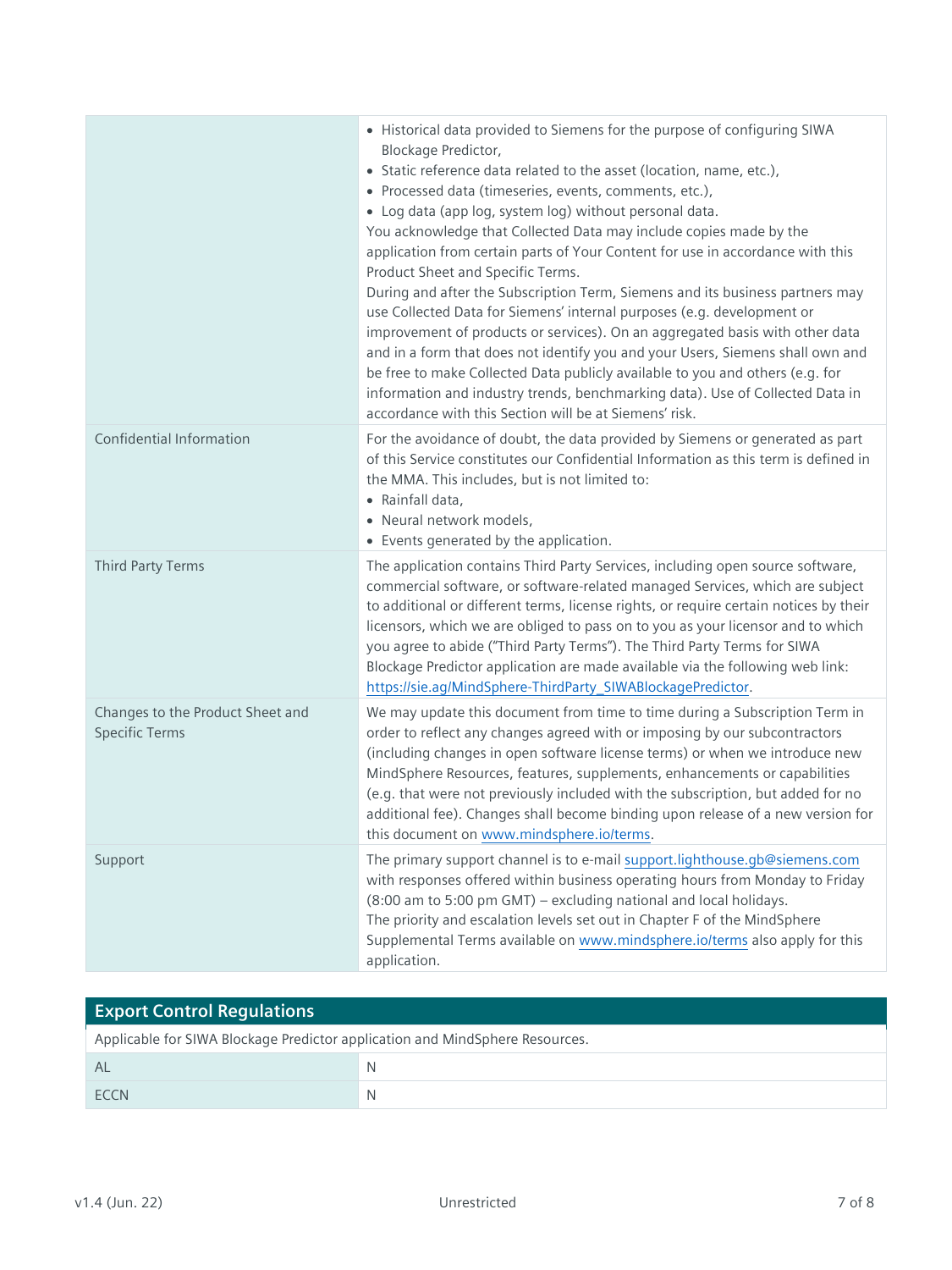| | |
|---|---|
| | • Historical data provided to Siemens for the purpose of configuring SIWA Blockage Predictor,<br>• Static reference data related to the asset (location, name, etc.),<br>• Processed data (timeseries, events, comments, etc.),<br>• Log data (app log, system log) without personal data.<br>You acknowledge that Collected Data may include copies made by the application from certain parts of Your Content for use in accordance with this Product Sheet and Specific Terms.<br>During and after the Subscription Term, Siemens and its business partners may use Collected Data for Siemens' internal purposes (e.g. development or improvement of products or services). On an aggregated basis with other data and in a form that does not identify you and your Users, Siemens shall own and be free to make Collected Data publicly available to you and others (e.g. for information and industry trends, benchmarking data). Use of Collected Data in accordance with this Section will be at Siemens' risk. |
| Confidential Information | For the avoidance of doubt, the data provided by Siemens or generated as part of this Service constitutes our Confidential Information as this term is defined in the MMA. This includes, but is not limited to:<br>• Rainfall data,<br>• Neural network models,<br>• Events generated by the application. |
| Third Party Terms | The application contains Third Party Services, including open source software, commercial software, or software-related managed Services, which are subject to additional or different terms, license rights, or require certain notices by their licensors, which we are obliged to pass on to you as your licensor and to which you agree to abide ("Third Party Terms"). The Third Party Terms for SIWA Blockage Predictor application are made available via the following web link: https://sie.ag/MindSphere-ThirdParty_SIWABlockagePredictor. |
| Changes to the Product Sheet and Specific Terms | We may update this document from time to time during a Subscription Term in order to reflect any changes agreed with or imposing by our subcontractors (including changes in open software license terms) or when we introduce new MindSphere Resources, features, supplements, enhancements or capabilities (e.g. that were not previously included with the subscription, but added for no additional fee). Changes shall become binding upon release of a new version for this document on www.mindsphere.io/terms. |
| Support | The primary support channel is to e-mail support.lighthouse.gb@siemens.com with responses offered within business operating hours from Monday to Friday (8:00 am to 5:00 pm GMT) – excluding national and local holidays.<br>The priority and escalation levels set out in Chapter F of the MindSphere Supplemental Terms available on www.mindsphere.io/terms also apply for this application. |

## Export Control Regulations

Applicable for SIWA Blockage Predictor application and MindSphere Resources.

| | |
|---|---|
| AL | N |
| ECCN | N |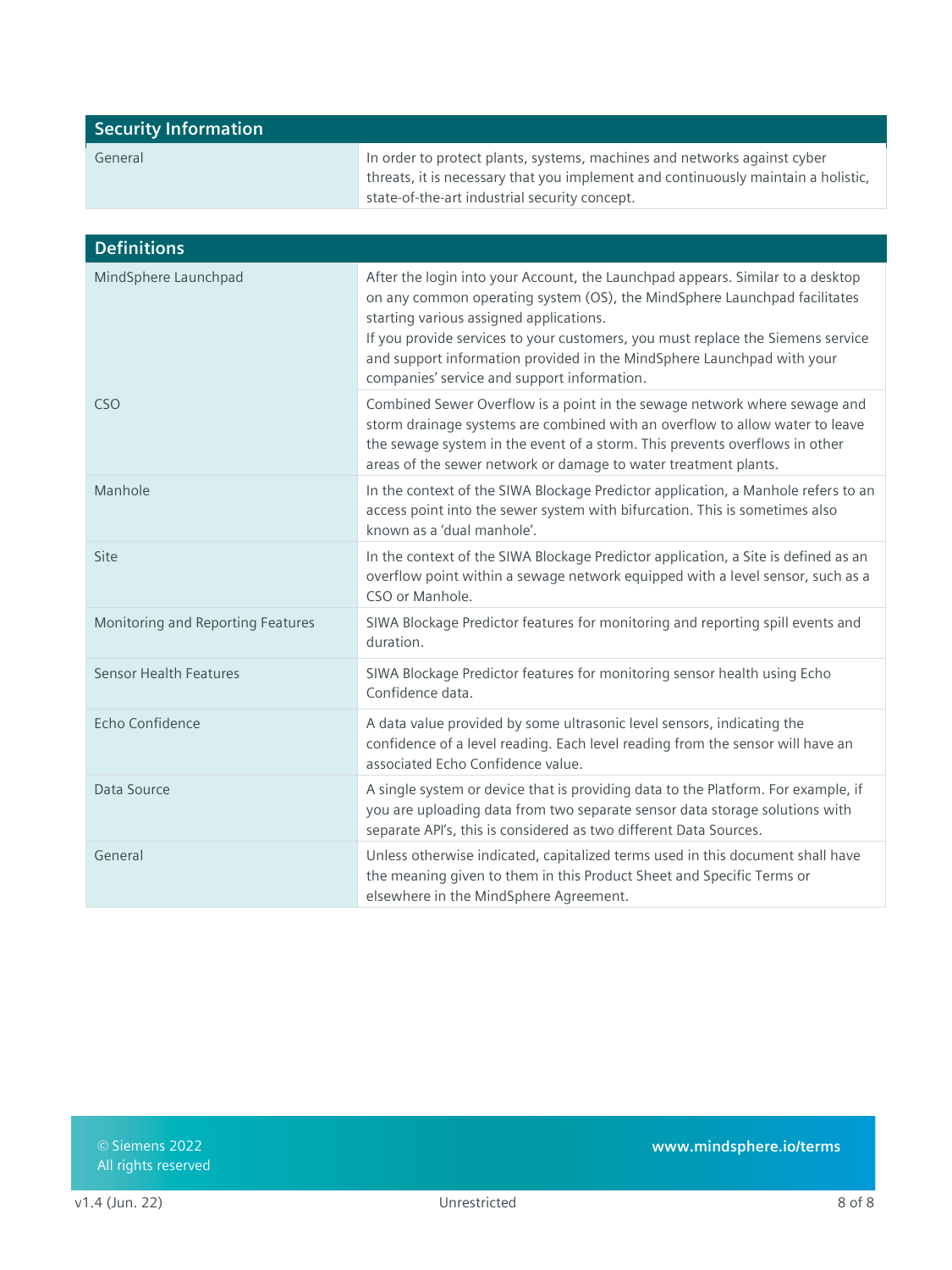| Security Information | |
|---|---|
| General | In order to protect plants, systems, machines and networks against cyber threats, it is necessary that you implement and continuously maintain a holistic, state-of-the-art industrial security concept. |

| Definitions | |
|---|---|
| MindSphere Launchpad | After the login into your Account, the Launchpad appears. Similar to a desktop on any common operating system (OS), the MindSphere Launchpad facilitates starting various assigned applications.<br>If you provide services to your customers, you must replace the Siemens service and support information provided in the MindSphere Launchpad with your companies' service and support information. |
| CSO | Combined Sewer Overflow is a point in the sewage network where sewage and storm drainage systems are combined with an overflow to allow water to leave the sewage system in the event of a storm. This prevents overflows in other areas of the sewer network or damage to water treatment plants. |
| Manhole | In the context of the SIWA Blockage Predictor application, a Manhole refers to an access point into the sewer system with bifurcation. This is sometimes also known as a 'dual manhole'. |
| Site | In the context of the SIWA Blockage Predictor application, a Site is defined as an overflow point within a sewage network equipped with a level sensor, such as a CSO or Manhole. |
| Monitoring and Reporting Features | SIWA Blockage Predictor features for monitoring and reporting spill events and duration. |
| Sensor Health Features | SIWA Blockage Predictor features for monitoring sensor health using Echo Confidence data. |
| Echo Confidence | A data value provided by some ultrasonic level sensors, indicating the confidence of a level reading. Each level reading from the sensor will have an associated Echo Confidence value. |
| Data Source | A single system or device that is providing data to the Platform. For example, if you are uploading data from two separate sensor data storage solutions with separate API's, this is considered as two different Data Sources. |
| General | Unless otherwise indicated, capitalized terms used in this document shall have the meaning given to them in this Product Sheet and Specific Terms or elsewhere in the MindSphere Agreement. |

© Siemens 2022
All rights reserved

**www.mindsphere.io/terms**

v1.4 (Jun. 22) Unrestricted